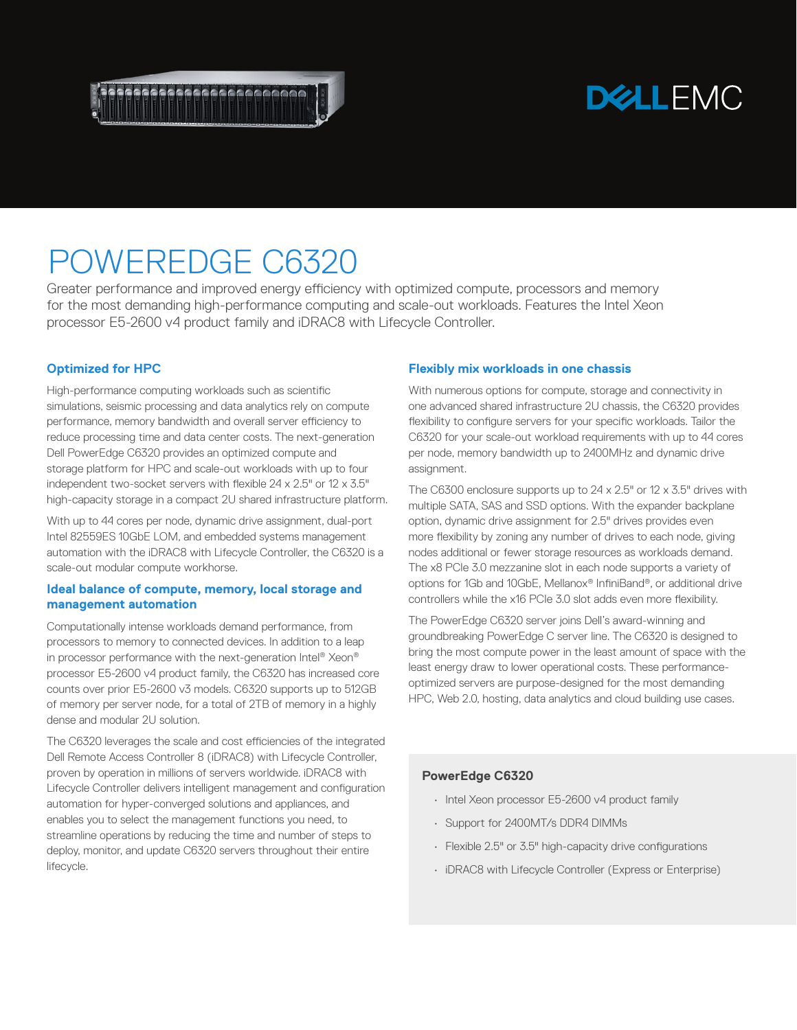# POWEREDGE C6320

Greater performance and improved energy efficiency with optimized compute, processors and memory for the most demanding high-performance computing and scale-out workloads. Features the Intel Xeon processor E5-2600 v4 product family and iDRAC8 with Lifecycle Controller.

## Optimized for HPC

High-performance computing workloads such as scientific simulations, seismic processing and data analytics rely on compute performance, memory bandwidth and overall server efficiency to reduce processing time and data center costs. The next-generation Dell PowerEdge C6320 provides an optimized compute and storage platform for HPC and scale-out workloads with up to four independent two-socket servers with flexible 24 x 2.5" or 12 x 3.5" high-capacity storage in a compact 2U shared infrastructure platform.

With up to 44 cores per node, dynamic drive assignment, dual-port Intel 82559ES 10GbE LOM, and embedded systems management automation with the iDRAC8 with Lifecycle Controller, the C6320 is a scale-out modular compute workhorse.

## Ideal balance of compute, memory, local storage and management automation

Computationally intense workloads demand performance, from processors to memory to connected devices. In addition to a leap in processor performance with the next-generation Intel® Xeon® processor E5-2600 v4 product family, the C6320 has increased core counts over prior E5-2600 v3 models. C6320 supports up to 512GB of memory per server node, for a total of 2TB of memory in a highly dense and modular 2U solution.

The C6320 leverages the scale and cost efficiencies of the integrated Dell Remote Access Controller 8 (iDRAC8) with Lifecycle Controller, proven by operation in millions of servers worldwide. iDRAC8 with Lifecycle Controller delivers intelligent management and configuration automation for hyper-converged solutions and appliances, and enables you to select the management functions you need, to streamline operations by reducing the time and number of steps to deploy, monitor, and update C6320 servers throughout their entire lifecycle.

## Flexibly mix workloads in one chassis

With numerous options for compute, storage and connectivity in one advanced shared infrastructure 2U chassis, the C6320 provides flexibility to configure servers for your specific workloads. Tailor the C6320 for your scale-out workload requirements with up to 44 cores per node, memory bandwidth up to 2400MHz and dynamic drive assignment.

The C6300 enclosure supports up to 24 x 2.5" or 12 x 3.5" drives with multiple SATA, SAS and SSD options. With the expander backplane option, dynamic drive assignment for 2.5" drives provides even more flexibility by zoning any number of drives to each node, giving nodes additional or fewer storage resources as workloads demand. The x8 PCIe 3.0 mezzanine slot in each node supports a variety of options for 1Gb and 10GbE, Mellanox® InfiniBand®, or additional drive controllers while the x16 PCIe 3.0 slot adds even more flexibility.

The PowerEdge C6320 server joins Dell's award-winning and groundbreaking PowerEdge C server line. The C6320 is designed to bring the most compute power in the least amount of space with the least energy draw to lower operational costs. These performance-optimized servers are purpose-designed for the most demanding HPC, Web 2.0, hosting, data analytics and cloud building use cases.

### PowerEdge C6320

- Intel Xeon processor E5-2600 v4 product family
- Support for 2400MT/s DDR4 DIMMs
- Flexible 2.5" or 3.5" high-capacity drive configurations
- iDRAC8 with Lifecycle Controller (Express or Enterprise)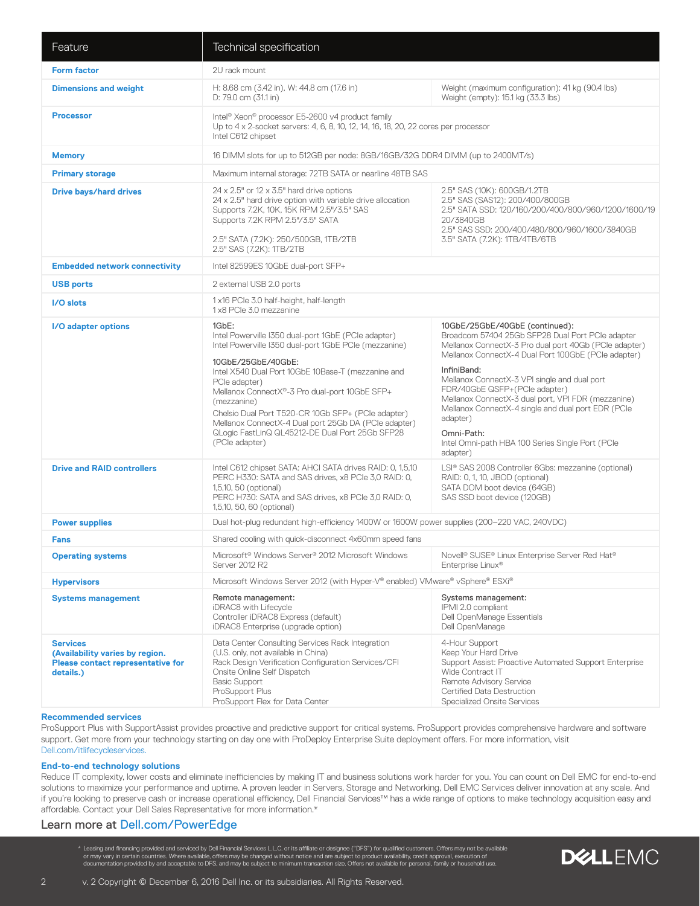| Feature | Technical specification | |
|---|---|---|
| **Form factor** | 2U rack mount | |
| **Dimensions and weight** | H: 8.68 cm (3.42 in), W: 44.8 cm (17.6 in)<br>D: 79.0 cm (31.1 in) | Weight (maximum configuration): 41 kg (90.4 lbs)<br>Weight (empty): 15.1 kg (33.3 lbs) |
| **Processor** | Intel® Xeon® processor E5-2600 v4 product family<br>Up to 4 x 2-socket servers: 4, 6, 8, 10, 12, 14, 16, 18, 20, 22 cores per processor<br>Intel C612 chipset | |
| **Memory** | 16 DIMM slots for up to 512GB per node: 8GB/16GB/32G DDR4 DIMM (up to 2400MT/s) | |
| **Primary storage** | Maximum internal storage: 72TB SATA or nearline 48TB SAS | |
| **Drive bays/hard drives** | 24 x 2.5" or 12 x 3.5" hard drive options<br>24 x 2.5" hard drive option with variable drive allocation<br>Supports 7.2K, 10K, 15K RPM 2.5"/3.5" SAS<br>Supports 7.2K RPM 2.5"/3.5" SATA<br><br>2.5" SATA (7.2K): 250/500GB, 1TB/2TB<br>2.5" SAS (7.2K): 1TB/2TB | 2.5" SAS (10K): 600GB/1.2TB<br>2.5" SAS (SAS12): 200/400/800GB<br>2.5" SATA SSD: 120/160/200/400/800/960/1200/1600/1920/3840GB<br>2.5" SAS SSD: 200/400/480/800/960/1600/3840GB<br>3.5" SATA (7.2K): 1TB/4TB/6TB |
| **Embedded network connectivity** | Intel 82599ES 10GbE dual-port SFP+ | |
| **USB ports** | 2 external USB 2.0 ports | |
| **I/O slots** | 1 x16 PCIe 3.0 half-height, half-length<br>1 x8 PCIe 3.0 mezzanine | |
| **I/O adapter options** | 1GbE:<br>Intel Powerville I350 dual-port 1GbE (PCIe adapter)<br>Intel Powerville I350 dual-port 1GbE PCIe (mezzanine)<br><br>10GbE/25GbE/40GbE:<br>Intel X540 Dual Port 10GbE 10Base-T (mezzanine and PCIe adapter)<br>Mellanox ConnectX®-3 Pro dual-port 10GbE SFP+ (mezzanine)<br>Chelsio Dual Port T520-CR 10Gb SFP+ (PCIe adapter)<br>Mellanox ConnectX-4 Dual port 25Gb DA (PCIe adapter)<br>QLogic FastLinQ QL45212-DE Dual Port 25Gb SFP28 (PCIe adapter) | 10GbE/25GbE/40GbE (continued):<br>Broadcom 57404 25Gb SFP28 Dual Port PCIe adapter<br>Mellanox ConnectX-3 Pro dual port 40Gb (PCIe adapter)<br>Mellanox ConnectX-4 Dual Port 100GbE (PCIe adapter)<br><br>InfiniBand:<br>Mellanox ConnectX-3 VPI single and dual port FDR/40GbE QSFP+(PCIe adapter)<br>Mellanox ConnectX-3 dual port, VPI FDR (mezzanine)<br>Mellanox ConnectX-4 single and dual port EDR (PCIe adapter)<br><br>Omni-Path:<br>Intel Omni-path HBA 100 Series Single Port (PCIe adapter) |
| **Drive and RAID controllers** | Intel C612 chipset SATA: AHCI SATA drives RAID: 0, 1,5,10<br>PERC H330: SATA and SAS drives, x8 PCIe 3,0 RAID: 0, 1,5,10, 50 (optional)<br>PERC H730: SATA and SAS drives, x8 PCIe 3,0 RAID: 0, 1,5,10, 50, 60 (optional) | LSI® SAS 2008 Controller 6Gbs: mezzanine (optional)<br>RAID: 0, 1, 10, JBOD (optional)<br>SATA DOM boot device (64GB)<br>SAS SSD boot device (120GB) |
| **Power supplies** | Dual hot-plug redundant high-efficiency 1400W or 1600W power supplies (200–220 VAC, 240VDC) | |
| **Fans** | Shared cooling with quick-disconnect 4x60mm speed fans | |
| **Operating systems** | Microsoft® Windows Server® 2012 Microsoft Windows Server 2012 R2 | Novell® SUSE® Linux Enterprise Server Red Hat® Enterprise Linux® |
| **Hypervisors** | Microsoft Windows Server 2012 (with Hyper-V® enabled) VMware® vSphere® ESXi® | |
| **Systems management** | Remote management:<br>iDRAC8 with Lifecycle<br>Controller iDRAC8 Express (default)<br>iDRAC8 Enterprise (upgrade option) | Systems management:<br>IPMI 2.0 compliant<br>Dell OpenManage Essentials<br>Dell OpenManage |
| **Services (Availability varies by region. Please contact representative for details.)** | Data Center Consulting Services Rack Integration (U.S. only, not available in China)<br>Rack Design Verification Configuration Services/CFI<br>Onsite Online Self Dispatch<br>Basic Support<br>ProSupport Plus<br>ProSupport Flex for Data Center | 4-Hour Support<br>Keep Your Hard Drive<br>Support Assist: Proactive Automated Support Enterprise Wide Contract IT<br>Remote Advisory Service<br>Certified Data Destruction<br>Specialized Onsite Services |

### Recommended services

ProSupport Plus with SupportAssist provides proactive and predictive support for critical systems. ProSupport provides comprehensive hardware and software support. Get more from your technology starting on day one with ProDeploy Enterprise Suite deployment offers. For more information, visit Dell.com/itlifecycleservices.

### End-to-end technology solutions

Reduce IT complexity, lower costs and eliminate inefficiencies by making IT and business solutions work harder for you. You can count on Dell EMC for end-to-end solutions to maximize your performance and uptime. A proven leader in Servers, Storage and Networking, Dell EMC Services deliver innovation at any scale. And if you're looking to preserve cash or increase operational efficiency, Dell Financial Services™ has a wide range of options to make technology acquisition easy and affordable. Contact your Dell Sales Representative for more information.*

## Learn more at Dell.com/PowerEdge

* Leasing and financing provided and serviced by Dell Financial Services L.L.C. or its affiliate or designee ("DFS") for qualified customers. Offers may not be available or may vary in certain countries. Where available, offers may be changed without notice and are subject to product availability, credit approval, execution of documentation provided by and acceptable to DFS, and may be subject to minimum transaction size. Offers not available for personal, family or household use.

v. 2 Copyright © December 6, 2016 Dell Inc. or its subsidiaries. All Rights Reserved.

DELL EMC